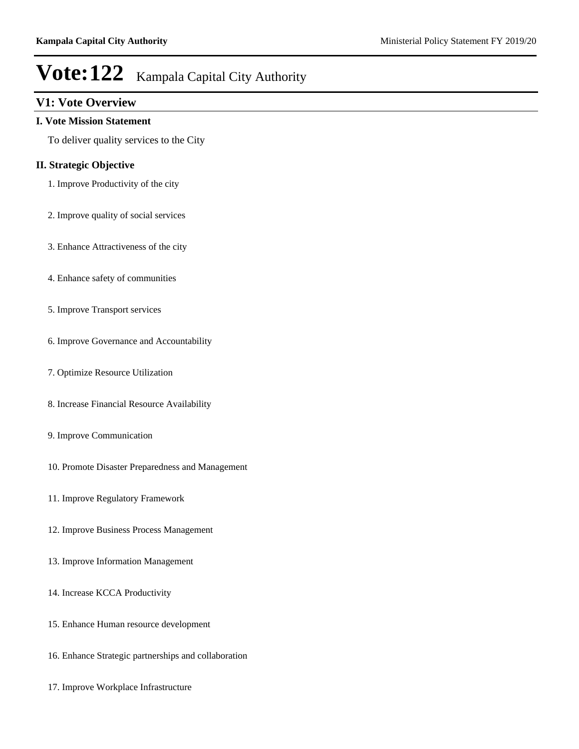# Vote:122 Kampala Capital City Authority

## V1: Vote Overview

### I. Vote Mission Statement

To deliver quality services to the City

### II. Strategic Objective

1. Improve Productivity of the city
2. Improve quality of social services
3. Enhance Attractiveness of the city
4. Enhance safety of communities
5. Improve Transport services
6. Improve Governance and Accountability
7. Optimize Resource Utilization
8. Increase Financial Resource Availability
9. Improve Communication
10. Promote Disaster Preparedness and Management
11. Improve Regulatory Framework
12. Improve Business Process Management
13. Improve Information Management
14. Increase KCCA Productivity
15. Enhance Human resource development
16. Enhance Strategic partnerships and collaboration
17. Improve Workplace Infrastructure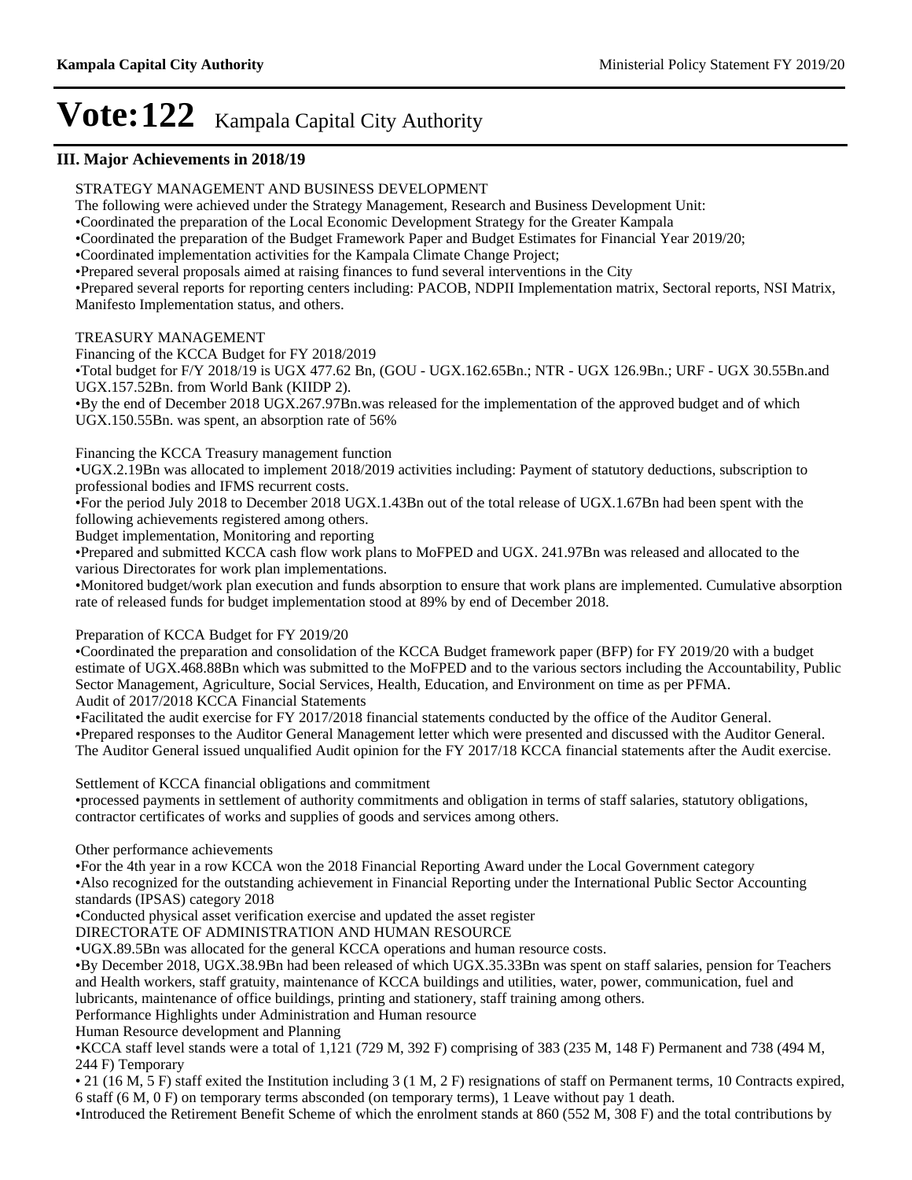# Vote:122 Kampala Capital City Authority

## III. Major Achievements in 2018/19

STRATEGY MANAGEMENT AND BUSINESS DEVELOPMENT

The following were achieved under the Strategy Management, Research and Business Development Unit:

•Coordinated the preparation of the Local Economic Development Strategy for the Greater Kampala

•Coordinated the preparation of the Budget Framework Paper and Budget Estimates for Financial Year 2019/20;

•Coordinated implementation activities for the Kampala Climate Change Project;

•Prepared several proposals aimed at raising finances to fund several interventions in the City

•Prepared several reports for reporting centers including: PACOB, NDPII Implementation matrix, Sectoral reports, NSI Matrix, Manifesto Implementation status, and others.

TREASURY MANAGEMENT

Financing of the KCCA Budget for FY 2018/2019

•Total budget for F/Y 2018/19 is UGX 477.62 Bn, (GOU - UGX.162.65Bn.; NTR - UGX 126.9Bn.; URF - UGX 30.55Bn.and UGX.157.52Bn. from World Bank (KIIDP 2).

•By the end of December 2018 UGX.267.97Bn.was released for the implementation of the approved budget and of which UGX.150.55Bn. was spent, an absorption rate of 56%

Financing the KCCA Treasury management function

•UGX.2.19Bn was allocated to implement 2018/2019 activities including: Payment of statutory deductions, subscription to professional bodies and IFMS recurrent costs.

•For the period July 2018 to December 2018 UGX.1.43Bn out of the total release of UGX.1.67Bn had been spent with the following achievements registered among others.

Budget implementation, Monitoring and reporting

•Prepared and submitted KCCA cash flow work plans to MoFPED and UGX. 241.97Bn was released and allocated to the various Directorates for work plan implementations.

•Monitored budget/work plan execution and funds absorption to ensure that work plans are implemented. Cumulative absorption rate of released funds for budget implementation stood at 89% by end of December 2018.

Preparation of KCCA Budget for FY 2019/20

•Coordinated the preparation and consolidation of the KCCA Budget framework paper (BFP) for FY 2019/20 with a budget estimate of UGX.468.88Bn which was submitted to the MoFPED and to the various sectors including the Accountability, Public Sector Management, Agriculture, Social Services, Health, Education, and Environment on time as per PFMA.

Audit of 2017/2018 KCCA Financial Statements

•Facilitated the audit exercise for FY 2017/2018 financial statements conducted by the office of the Auditor General.

•Prepared responses to the Auditor General Management letter which were presented and discussed with the Auditor General. The Auditor General issued unqualified Audit opinion for the FY 2017/18 KCCA financial statements after the Audit exercise.

Settlement of KCCA financial obligations and commitment

•processed payments in settlement of authority commitments and obligation in terms of staff salaries, statutory obligations, contractor certificates of works and supplies of goods and services among others.

Other performance achievements

•For the 4th year in a row KCCA won the 2018 Financial Reporting Award under the Local Government category

•Also recognized for the outstanding achievement in Financial Reporting under the International Public Sector Accounting standards (IPSAS) category 2018

•Conducted physical asset verification exercise and updated the asset register

DIRECTORATE OF ADMINISTRATION AND HUMAN RESOURCE

•UGX.89.5Bn was allocated for the general KCCA operations and human resource costs.

•By December 2018, UGX.38.9Bn had been released of which UGX.35.33Bn was spent on staff salaries, pension for Teachers and Health workers, staff gratuity, maintenance of KCCA buildings and utilities, water, power, communication, fuel and lubricants, maintenance of office buildings, printing and stationery, staff training among others.

Performance Highlights under Administration and Human resource

Human Resource development and Planning

•KCCA staff level stands were a total of 1,121 (729 M, 392 F) comprising of 383 (235 M, 148 F) Permanent and 738 (494 M, 244 F) Temporary

• 21 (16 M, 5 F) staff exited the Institution including 3 (1 M, 2 F) resignations of staff on Permanent terms, 10 Contracts expired, 6 staff (6 M, 0 F) on temporary terms absconded (on temporary terms), 1 Leave without pay 1 death.

•Introduced the Retirement Benefit Scheme of which the enrolment stands at 860 (552 M, 308 F) and the total contributions by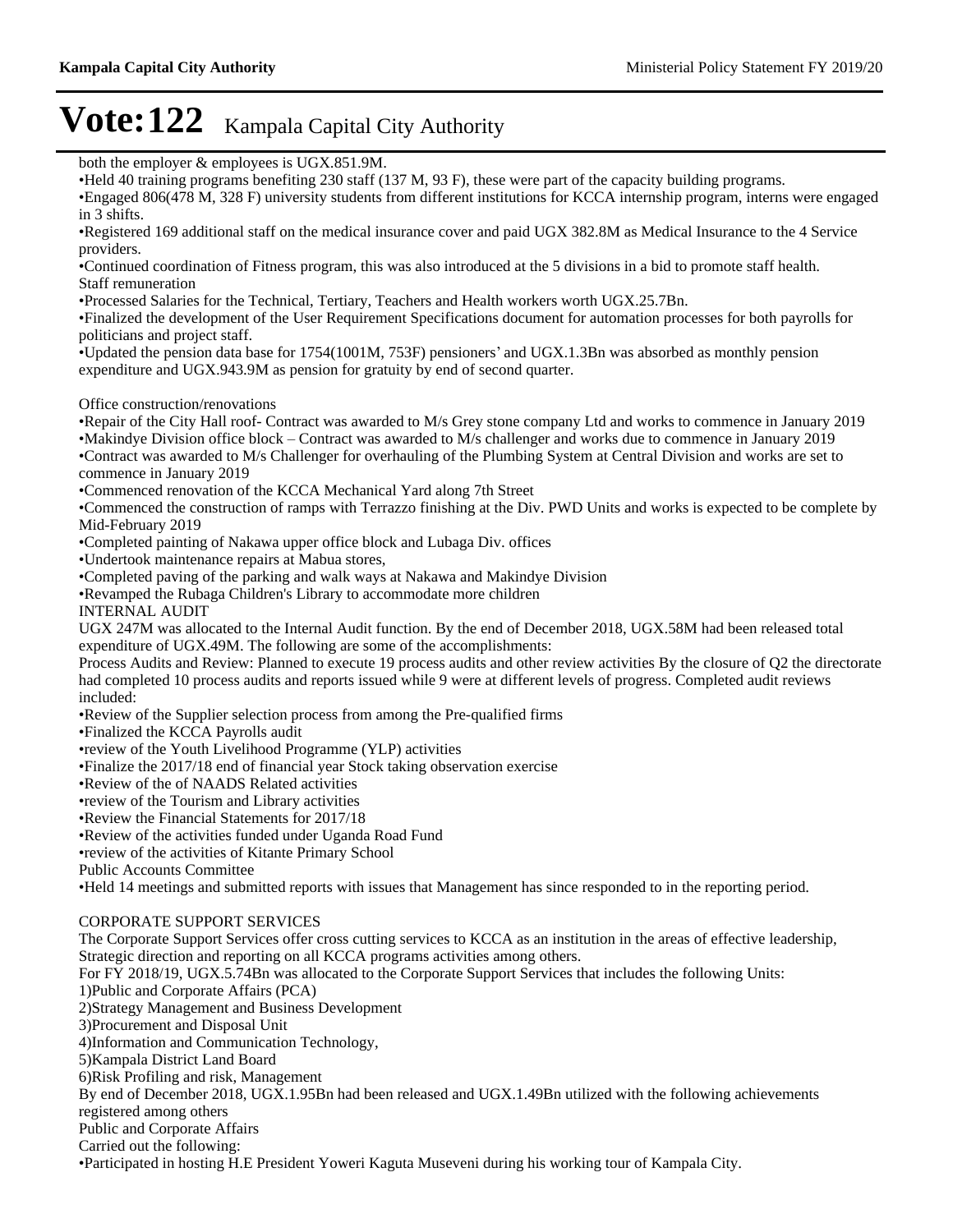both the employer & employees is UGX.851.9M.

•Held 40 training programs benefiting 230 staff (137 M, 93 F), these were part of the capacity building programs.

•Engaged 806(478 M, 328 F) university students from different institutions for KCCA internship program, interns were engaged in 3 shifts.

•Registered 169 additional staff on the medical insurance cover and paid UGX 382.8M as Medical Insurance to the 4 Service providers.

•Continued coordination of Fitness program, this was also introduced at the 5 divisions in a bid to promote staff health.

Staff remuneration

•Processed Salaries for the Technical, Tertiary, Teachers and Health workers worth UGX.25.7Bn.

•Finalized the development of the User Requirement Specifications document for automation processes for both payrolls for politicians and project staff.

•Updated the pension data base for 1754(1001M, 753F) pensioners' and UGX.1.3Bn was absorbed as monthly pension expenditure and UGX.943.9M as pension for gratuity by end of second quarter.

Office construction/renovations

•Repair of the City Hall roof- Contract was awarded to M/s Grey stone company Ltd and works to commence in January 2019

•Makindye Division office block – Contract was awarded to M/s challenger and works due to commence in January 2019

•Contract was awarded to M/s Challenger for overhauling of the Plumbing System at Central Division and works are set to commence in January 2019

•Commenced renovation of the KCCA Mechanical Yard along 7th Street

•Commenced the construction of ramps with Terrazzo finishing at the Div. PWD Units and works is expected to be complete by Mid-February 2019

•Completed painting of Nakawa upper office block and Lubaga Div. offices

•Undertook maintenance repairs at Mabua stores,

•Completed paving of the parking and walk ways at Nakawa and Makindye Division

•Revamped the Rubaga Children's Library to accommodate more children

INTERNAL AUDIT

UGX 247M was allocated to the Internal Audit function. By the end of December 2018, UGX.58M had been released total expenditure of UGX.49M. The following are some of the accomplishments:

Process Audits and Review: Planned to execute 19 process audits and other review activities By the closure of Q2 the directorate had completed 10 process audits and reports issued while 9 were at different levels of progress. Completed audit reviews included:

•Review of the Supplier selection process from among the Pre-qualified firms

•Finalized the KCCA Payrolls audit

•review of the Youth Livelihood Programme (YLP) activities

•Finalize the 2017/18 end of financial year Stock taking observation exercise

•Review of the of NAADS Related activities

•review of the Tourism and Library activities

•Review the Financial Statements for 2017/18

•Review of the activities funded under Uganda Road Fund

•review of the activities of Kitante Primary School

Public Accounts Committee

•Held 14 meetings and submitted reports with issues that Management has since responded to in the reporting period.

CORPORATE SUPPORT SERVICES

The Corporate Support Services offer cross cutting services to KCCA as an institution in the areas of effective leadership, Strategic direction and reporting on all KCCA programs activities among others.

For FY 2018/19, UGX.5.74Bn was allocated to the Corporate Support Services that includes the following Units:

1)Public and Corporate Affairs (PCA)

2)Strategy Management and Business Development

3)Procurement and Disposal Unit

4)Information and Communication Technology,

5)Kampala District Land Board

6)Risk Profiling and risk, Management

By end of December 2018, UGX.1.95Bn had been released and UGX.1.49Bn utilized with the following achievements registered among others

Public and Corporate Affairs

Carried out the following:

•Participated in hosting H.E President Yoweri Kaguta Museveni during his working tour of Kampala City.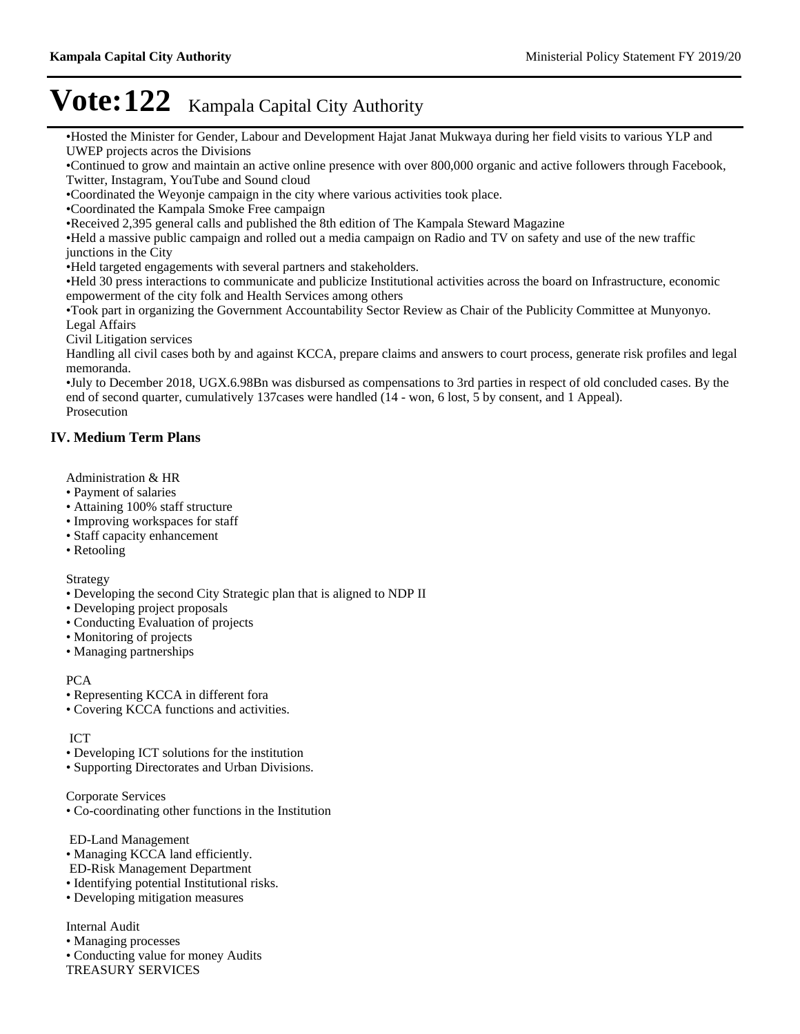# Vote:122 Kampala Capital City Authority

•Hosted the Minister for Gender, Labour and Development Hajat Janat Mukwaya during her field visits to various YLP and UWEP projects acros the Divisions

•Continued to grow and maintain an active online presence with over 800,000 organic and active followers through Facebook, Twitter, Instagram, YouTube and Sound cloud

•Coordinated the Weyonje campaign in the city where various activities took place.

•Coordinated the Kampala Smoke Free campaign

•Received 2,395 general calls and published the 8th edition of The Kampala Steward Magazine

•Held a massive public campaign and rolled out a media campaign on Radio and TV on safety and use of the new traffic junctions in the City

•Held targeted engagements with several partners and stakeholders.

•Held 30 press interactions to communicate and publicize Institutional activities across the board on Infrastructure, economic empowerment of the city folk and Health Services among others

•Took part in organizing the Government Accountability Sector Review as Chair of the Publicity Committee at Munyonyo.

Legal Affairs

Civil Litigation services

Handling all civil cases both by and against KCCA, prepare claims and answers to court process, generate risk profiles and legal memoranda.

•July to December 2018, UGX.6.98Bn was disbursed as compensations to 3rd parties in respect of old concluded cases. By the end of second quarter, cumulatively 137cases were handled (14 - won, 6 lost, 5 by consent, and 1 Appeal).

Prosecution

## IV. Medium Term Plans

Administration & HR

- Payment of salaries
- Attaining 100% staff structure
- Improving workspaces for staff
- Staff capacity enhancement
- Retooling

Strategy

- Developing the second City Strategic plan that is aligned to NDP II
- Developing project proposals
- Conducting Evaluation of projects
- Monitoring of projects
- Managing partnerships

PCA

- Representing KCCA in different fora
- Covering KCCA functions and activities.

ICT

- Developing ICT solutions for the institution
- Supporting Directorates and Urban Divisions.

Corporate Services

- Co-coordinating other functions in the Institution

ED-Land Management

- Managing KCCA land efficiently.

ED-Risk Management Department

- Identifying potential Institutional risks.
- Developing mitigation measures

Internal Audit

- Managing processes
- Conducting value for money Audits

TREASURY SERVICES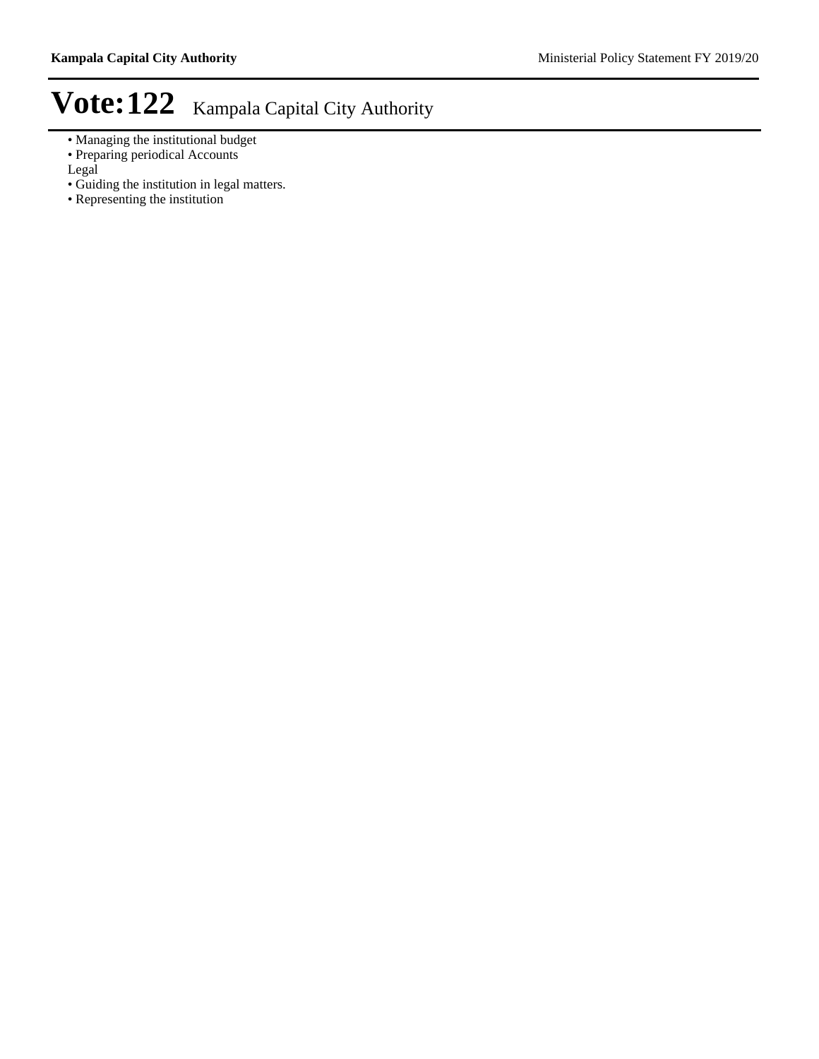- Managing the institutional budget
- Preparing periodical Accounts

Legal

- Guiding the institution in legal matters.
- Representing the institution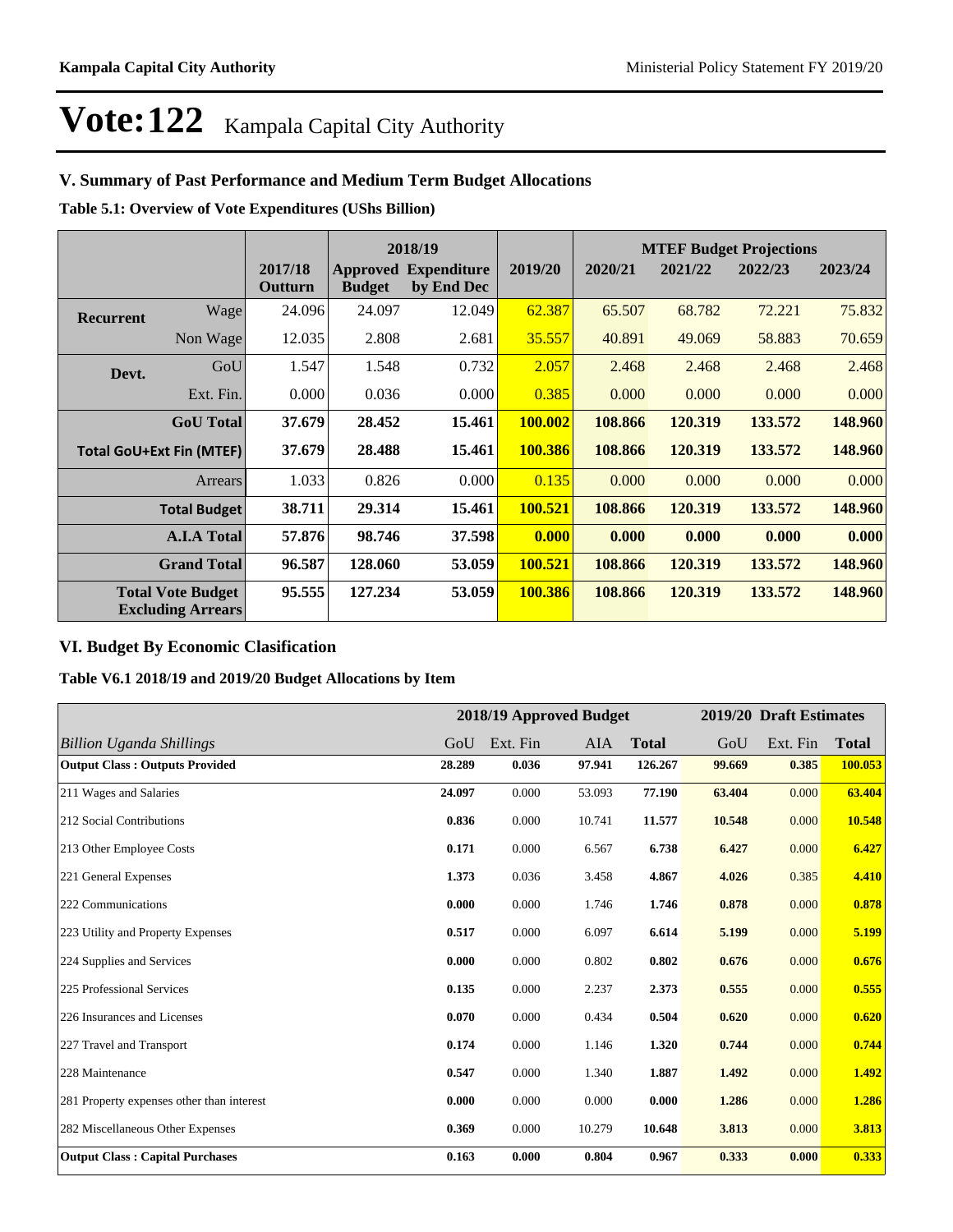# Vote:122 Kampala Capital City Authority

## V. Summary of Past Performance and Medium Term Budget Allocations

**Table 5.1: Overview of Vote Expenditures (UShs Billion)**

| | | 2017/18 Outturn | 2018/19 Approved Budget | 2018/19 Expenditure by End Dec | 2019/20 | MTEF Budget Projections 2020/21 | 2021/22 | 2022/23 | 2023/24 |
|---|---|---|---|---|---|---|---|---|---|
| **Recurrent** | Wage | 24.096 | 24.097 | 12.049 | 62.387 | 65.507 | 68.782 | 72.221 | 75.832 |
| | Non Wage | 12.035 | 2.808 | 2.681 | 35.557 | 40.891 | 49.069 | 58.883 | 70.659 |
| **Devt.** | GoU | 1.547 | 1.548 | 0.732 | 2.057 | 2.468 | 2.468 | 2.468 | 2.468 |
| | Ext. Fin. | 0.000 | 0.036 | 0.000 | 0.385 | 0.000 | 0.000 | 0.000 | 0.000 |
| | **GoU Total** | **37.679** | **28.452** | **15.461** | **100.002** | **108.866** | **120.319** | **133.572** | **148.960** |
| | **Total GoU+Ext Fin (MTEF)** | **37.679** | **28.488** | **15.461** | **100.386** | **108.866** | **120.319** | **133.572** | **148.960** |
| | Arrears | 1.033 | 0.826 | 0.000 | 0.135 | 0.000 | 0.000 | 0.000 | 0.000 |
| | **Total Budget** | **38.711** | **29.314** | **15.461** | **100.521** | **108.866** | **120.319** | **133.572** | **148.960** |
| | **A.I.A Total** | **57.876** | **98.746** | **37.598** | **0.000** | **0.000** | **0.000** | **0.000** | **0.000** |
| | **Grand Total** | **96.587** | **128.060** | **53.059** | **100.521** | **108.866** | **120.319** | **133.572** | **148.960** |
| | **Total Vote Budget Excluding Arrears** | **95.555** | **127.234** | **53.059** | **100.386** | **108.866** | **120.319** | **133.572** | **148.960** |

## VI. Budget By Economic Clasification

**Table V6.1 2018/19 and 2019/20 Budget Allocations by Item**

| *Billion Uganda Shillings* | 2018/19 Approved Budget GoU | Ext. Fin | AIA | **Total** | 2019/20 Draft Estimates GoU | Ext. Fin | **Total** |
|---|---|---|---|---|---|---|---|
| **Output Class : Outputs Provided** | **28.289** | **0.036** | **97.941** | **126.267** | **99.669** | **0.385** | **100.053** |
| 211 Wages and Salaries | **24.097** | 0.000 | 53.093 | **77.190** | **63.404** | 0.000 | **63.404** |
| 212 Social Contributions | **0.836** | 0.000 | 10.741 | **11.577** | **10.548** | 0.000 | **10.548** |
| 213 Other Employee Costs | **0.171** | 0.000 | 6.567 | **6.738** | **6.427** | 0.000 | **6.427** |
| 221 General Expenses | **1.373** | 0.036 | 3.458 | **4.867** | **4.026** | 0.385 | **4.410** |
| 222 Communications | **0.000** | 0.000 | 1.746 | **1.746** | **0.878** | 0.000 | **0.878** |
| 223 Utility and Property Expenses | **0.517** | 0.000 | 6.097 | **6.614** | **5.199** | 0.000 | **5.199** |
| 224 Supplies and Services | **0.000** | 0.000 | 0.802 | **0.802** | **0.676** | 0.000 | **0.676** |
| 225 Professional Services | **0.135** | 0.000 | 2.237 | **2.373** | **0.555** | 0.000 | **0.555** |
| 226 Insurances and Licenses | **0.070** | 0.000 | 0.434 | **0.504** | **0.620** | 0.000 | **0.620** |
| 227 Travel and Transport | **0.174** | 0.000 | 1.146 | **1.320** | **0.744** | 0.000 | **0.744** |
| 228 Maintenance | **0.547** | 0.000 | 1.340 | **1.887** | **1.492** | 0.000 | **1.492** |
| 281 Property expenses other than interest | **0.000** | 0.000 | 0.000 | **0.000** | **1.286** | 0.000 | **1.286** |
| 282 Miscellaneous Other Expenses | **0.369** | 0.000 | 10.279 | **10.648** | **3.813** | 0.000 | **3.813** |
| **Output Class : Capital Purchases** | **0.163** | **0.000** | **0.804** | **0.967** | **0.333** | **0.000** | **0.333** |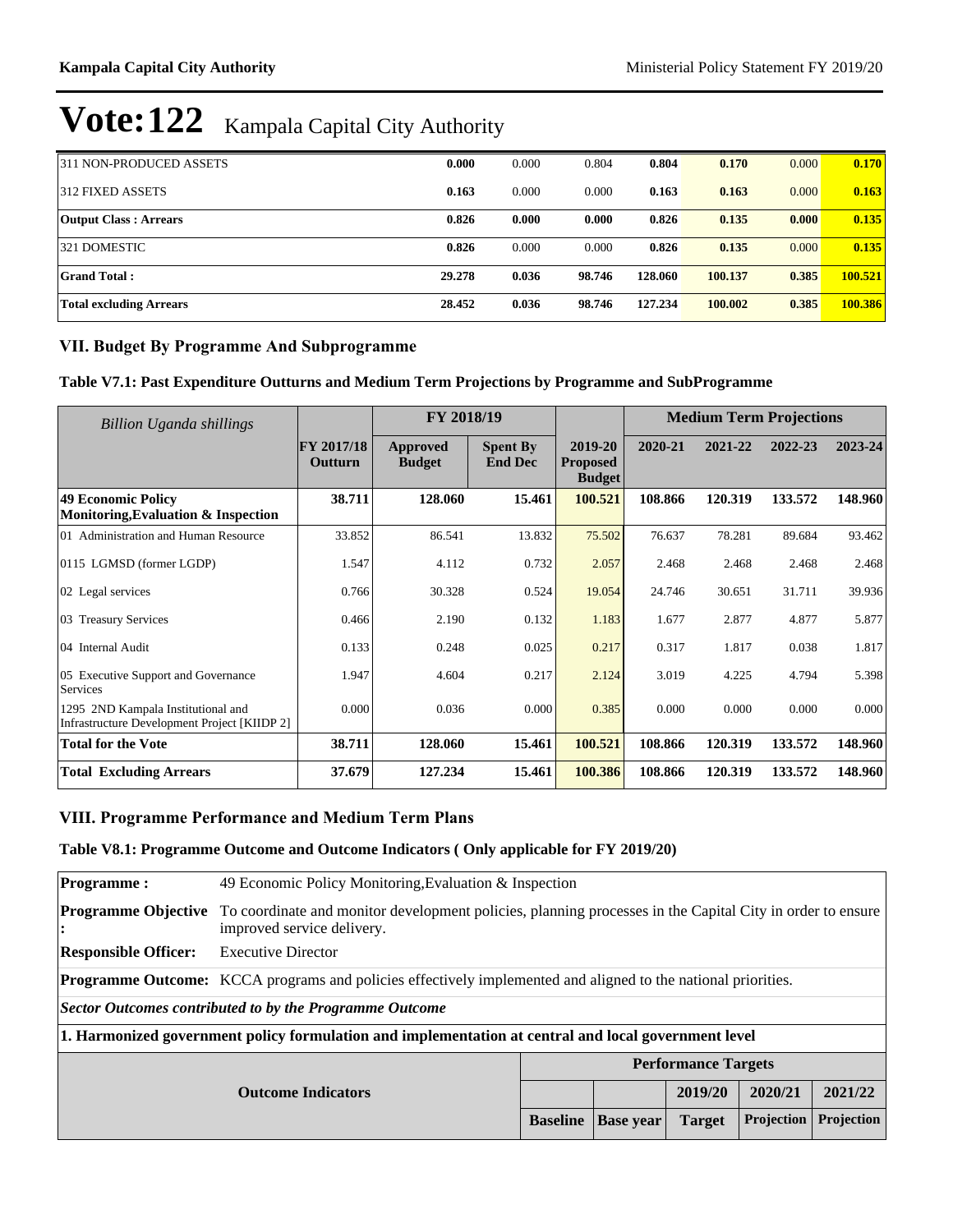# Vote:122 Kampala Capital City Authority

| | | | | | | | |
|---|---|---|---|---|---|---|---|
| 311 NON-PRODUCED ASSETS | **0.000** | 0.000 | 0.804 | **0.804** | **0.170** | 0.000 | **0.170** |
| 312 FIXED ASSETS | **0.163** | 0.000 | 0.000 | **0.163** | **0.163** | 0.000 | **0.163** |
| **Output Class : Arrears** | **0.826** | **0.000** | **0.000** | **0.826** | **0.135** | **0.000** | **0.135** |
| 321 DOMESTIC | **0.826** | 0.000 | 0.000 | **0.826** | **0.135** | 0.000 | **0.135** |
| **Grand Total :** | **29.278** | **0.036** | **98.746** | **128.060** | **100.137** | **0.385** | **100.521** |
| **Total excluding Arrears** | **28.452** | **0.036** | **98.746** | **127.234** | **100.002** | **0.385** | **100.386** |

## VII. Budget By Programme And Subprogramme

### Table V7.1: Past Expenditure Outturns and Medium Term Projections by Programme and SubProgramme

| *Billion Uganda shillings* | | FY 2018/19 | | | Medium Term Projections | | | |
|---|---|---|---|---|---|---|---|---|
| | FY 2017/18 Outturn | Approved Budget | Spent By End Dec | 2019-20 Proposed Budget | 2020-21 | 2021-22 | 2022-23 | 2023-24 |
| **49 Economic Policy Monitoring,Evaluation & Inspection** | **38.711** | **128.060** | **15.461** | **100.521** | **108.866** | **120.319** | **133.572** | **148.960** |
| 01 Administration and Human Resource | 33.852 | 86.541 | 13.832 | 75.502 | 76.637 | 78.281 | 89.684 | 93.462 |
| 0115 LGMSD (former LGDP) | 1.547 | 4.112 | 0.732 | 2.057 | 2.468 | 2.468 | 2.468 | 2.468 |
| 02 Legal services | 0.766 | 30.328 | 0.524 | 19.054 | 24.746 | 30.651 | 31.711 | 39.936 |
| 03 Treasury Services | 0.466 | 2.190 | 0.132 | 1.183 | 1.677 | 2.877 | 4.877 | 5.877 |
| 04 Internal Audit | 0.133 | 0.248 | 0.025 | 0.217 | 0.317 | 1.817 | 0.038 | 1.817 |
| 05 Executive Support and Governance Services | 1.947 | 4.604 | 0.217 | 2.124 | 3.019 | 4.225 | 4.794 | 5.398 |
| 1295 2ND Kampala Institutional and Infrastructure Development Project [KIIDP 2] | 0.000 | 0.036 | 0.000 | 0.385 | 0.000 | 0.000 | 0.000 | 0.000 |
| **Total for the Vote** | **38.711** | **128.060** | **15.461** | **100.521** | **108.866** | **120.319** | **133.572** | **148.960** |
| **Total Excluding Arrears** | **37.679** | **127.234** | **15.461** | **100.386** | **108.866** | **120.319** | **133.572** | **148.960** |

## VIII. Programme Performance and Medium Term Plans

### Table V8.1: Programme Outcome and Outcome Indicators ( Only applicable for FY 2019/20)

| | |
|---|---|
| **Programme :** | 49 Economic Policy Monitoring,Evaluation & Inspection |
| **Programme Objective :** | To coordinate and monitor development policies, planning processes in the Capital City in order to ensure improved service delivery. |
| **Responsible Officer:** | Executive Director |
| **Programme Outcome:** | KCCA programs and policies effectively implemented and aligned to the national priorities. |

***Sector Outcomes contributed to by the Programme Outcome***

**1. Harmonized government policy formulation and implementation at central and local government level**

| | Performance Targets | | | | |
|---|---|---|---|---|---|
| **Outcome Indicators** | | | 2019/20 | 2020/21 | 2021/22 |
| | Baseline | Base year | Target | Projection | Projection |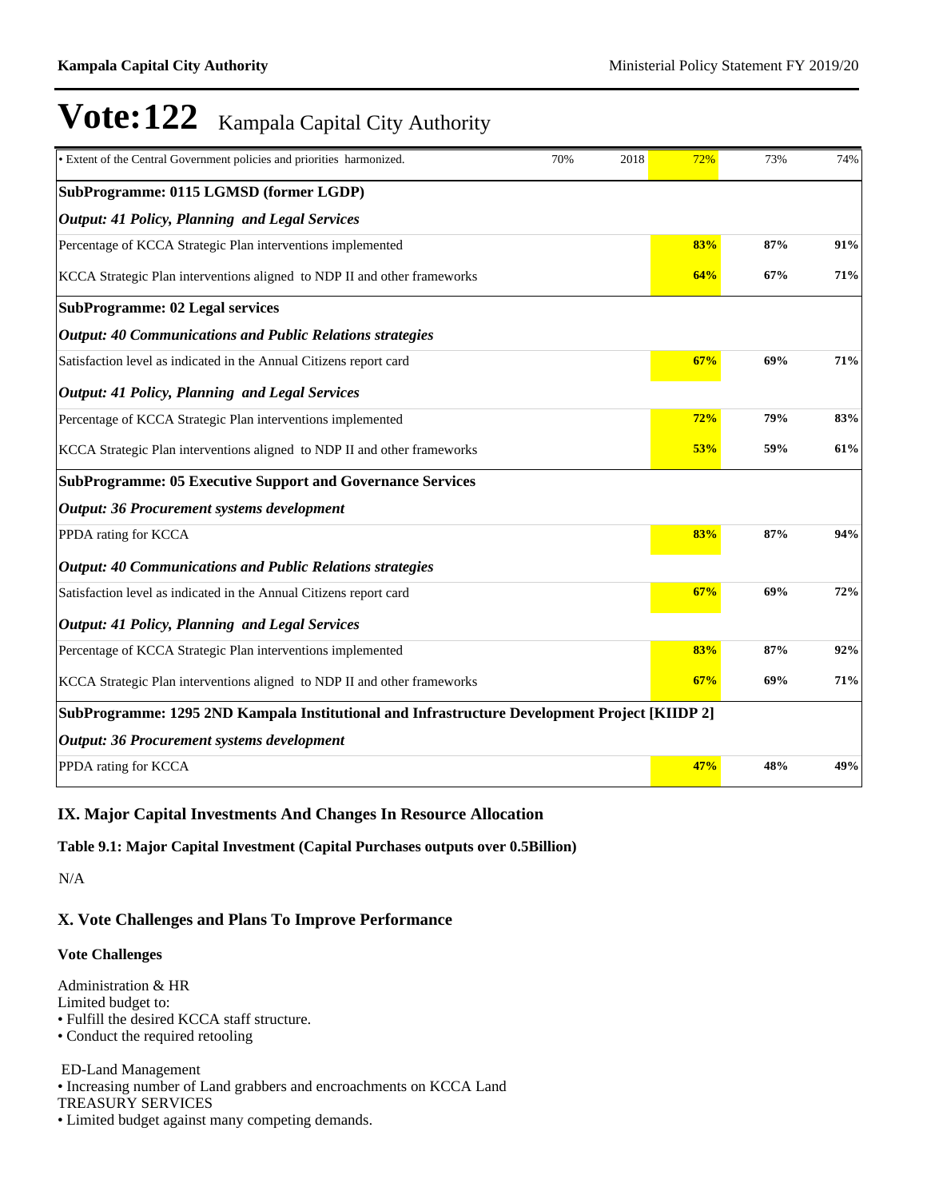# Vote:122 Kampala Capital City Authority

| | | | | | |
|---|---|---|---|---|---|
| • Extent of the Central Government policies and priorities harmonized. | 70% | 2018 | 72% | 73% | 74% |
| **SubProgramme: 0115 LGMSD (former LGDP)** | | | | | |
| ***Output: 41 Policy, Planning and Legal Services*** | | | | | |
| Percentage of KCCA Strategic Plan interventions implemented | | | **83%** | **87%** | **91%** |
| KCCA Strategic Plan interventions aligned to NDP II and other frameworks | | | **64%** | **67%** | **71%** |
| **SubProgramme: 02 Legal services** | | | | | |
| ***Output: 40 Communications and Public Relations strategies*** | | | | | |
| Satisfaction level as indicated in the Annual Citizens report card | | | **67%** | **69%** | **71%** |
| ***Output: 41 Policy, Planning and Legal Services*** | | | | | |
| Percentage of KCCA Strategic Plan interventions implemented | | | **72%** | **79%** | **83%** |
| KCCA Strategic Plan interventions aligned to NDP II and other frameworks | | | **53%** | **59%** | **61%** |
| **SubProgramme: 05 Executive Support and Governance Services** | | | | | |
| ***Output: 36 Procurement systems development*** | | | | | |
| PPDA rating for KCCA | | | **83%** | **87%** | **94%** |
| ***Output: 40 Communications and Public Relations strategies*** | | | | | |
| Satisfaction level as indicated in the Annual Citizens report card | | | **67%** | **69%** | **72%** |
| ***Output: 41 Policy, Planning and Legal Services*** | | | | | |
| Percentage of KCCA Strategic Plan interventions implemented | | | **83%** | **87%** | **92%** |
| KCCA Strategic Plan interventions aligned to NDP II and other frameworks | | | **67%** | **69%** | **71%** |
| **SubProgramme: 1295 2ND Kampala Institutional and Infrastructure Development Project [KIIDP 2]** | | | | | |
| ***Output: 36 Procurement systems development*** | | | | | |
| PPDA rating for KCCA | | | **47%** | **48%** | **49%** |

## IX. Major Capital Investments And Changes In Resource Allocation

**Table 9.1: Major Capital Investment (Capital Purchases outputs over 0.5Billion)**

N/A

## X. Vote Challenges and Plans To Improve Performance

**Vote Challenges**

Administration & HR
Limited budget to:
• Fulfill the desired KCCA staff structure.
• Conduct the required retooling

ED-Land Management
• Increasing number of Land grabbers and encroachments on KCCA Land
TREASURY SERVICES
• Limited budget against many competing demands.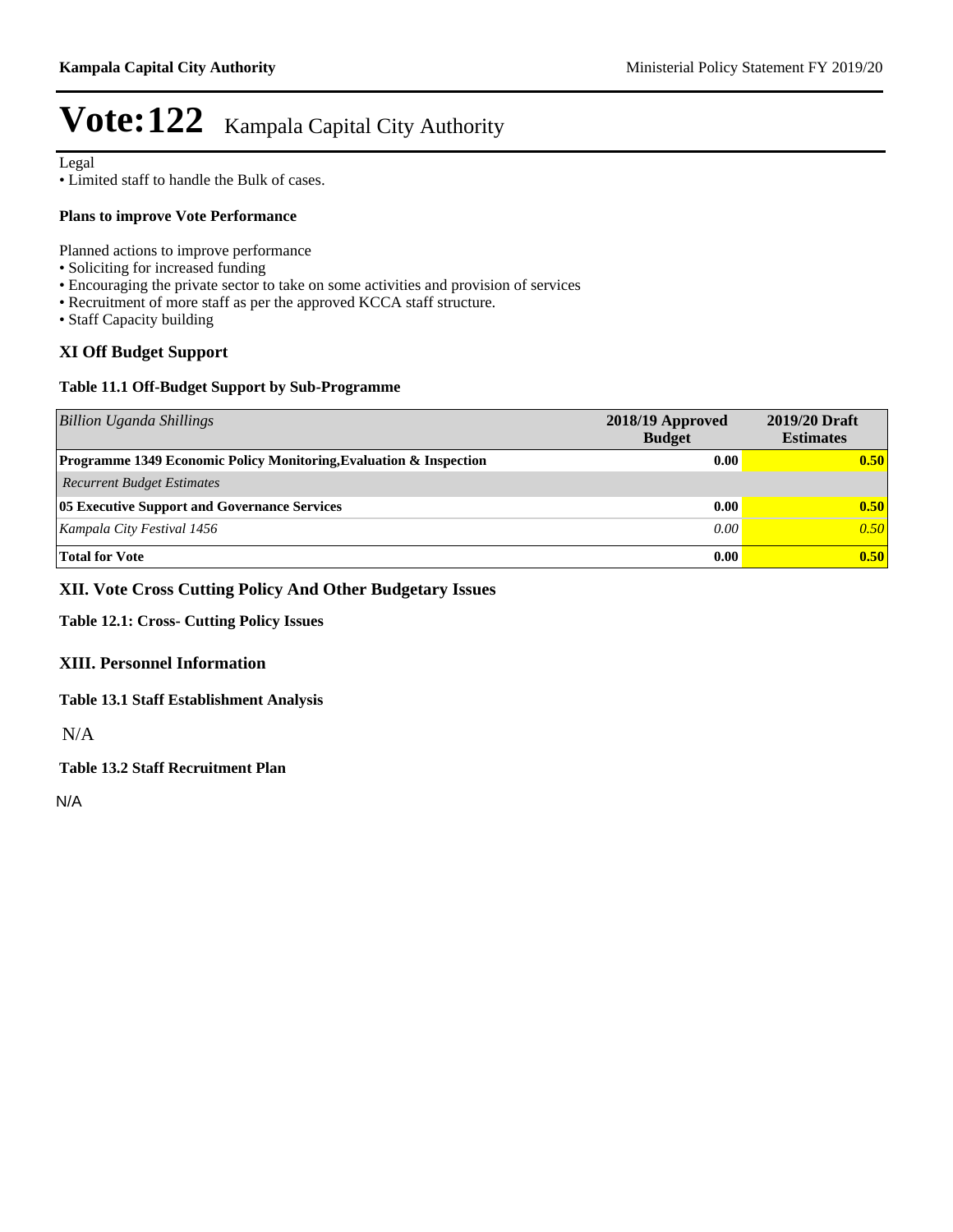# Vote:122 Kampala Capital City Authority

Legal

• Limited staff to handle the Bulk of cases.

**Plans to improve Vote Performance**

Planned actions to improve performance

• Soliciting for increased funding
• Encouraging the private sector to take on some activities and provision of services
• Recruitment of more staff as per the approved KCCA staff structure.
• Staff Capacity building

## XI Off Budget Support

**Table 11.1 Off-Budget Support by Sub-Programme**

| *Billion Uganda Shillings* | 2018/19 Approved Budget | 2019/20 Draft Estimates |
|---|---|---|
| **Programme 1349 Economic Policy Monitoring,Evaluation & Inspection** | **0.00** | **0.50** |
| *Recurrent Budget Estimates* | | |
| **05 Executive Support and Governance Services** | **0.00** | **0.50** |
| *Kampala City Festival 1456* | *0.00* | *0.50* |
| **Total for Vote** | **0.00** | **0.50** |

## XII. Vote Cross Cutting Policy And Other Budgetary Issues

**Table 12.1: Cross- Cutting Policy Issues**

## XIII. Personnel Information

**Table 13.1 Staff Establishment Analysis**

N/A

**Table 13.2 Staff Recruitment Plan**

N/A